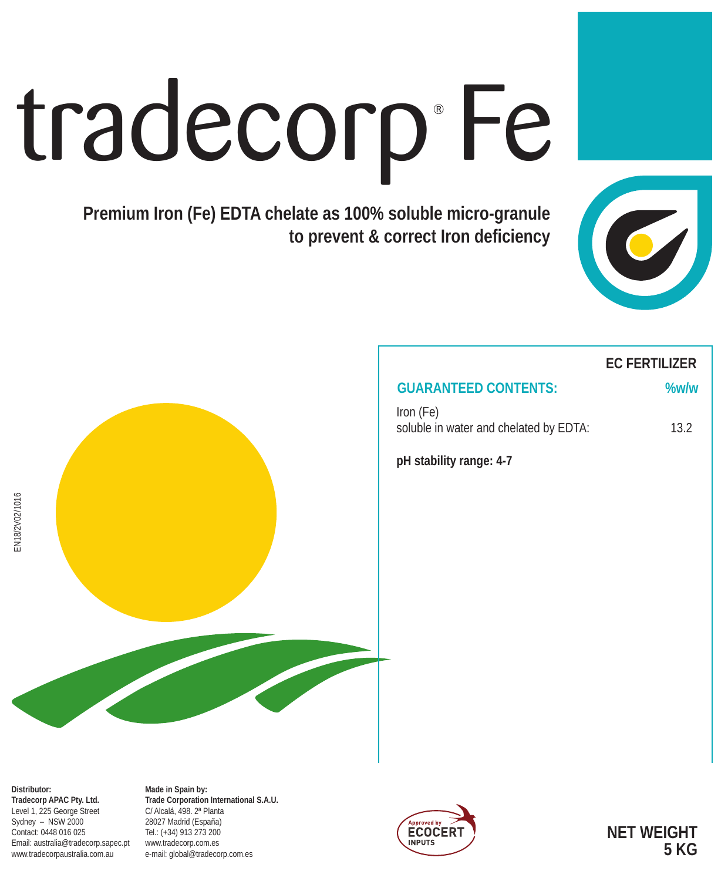# tradecorp® Fe

**Premium Iron (Fe) EDTA chelate as 100% soluble micro-granule to prevent & correct Iron deficiency**

EN18/2V02/1016

**EC FERTILIZER**

| **GUARANTEED CONTENTS:** | **%w/w** |
|---|---|
| Iron (Fe) soluble in water and chelated by EDTA: | 13.2 |

**pH stability range: 4-7**

**Distributor:**
**Tradecorp APAC Pty. Ltd.**
Level 1, 225 George Street
Sydney – NSW 2000
Contact: 0448 016 025
Email: australia@tradecorp.sapec.pt
www.tradecorpaustralia.com.au

**Made in Spain by:**
**Trade Corporation International S.A.U.**
C/ Alcalá, 498. 2ª Planta
28027 Madrid (España)
Tel.: (+34) 913 273 200
www.tradecorp.com.es
e-mail: global@tradecorp.com.es

Approved by ECOCERT INPUTS

**NET WEIGHT 5 KG**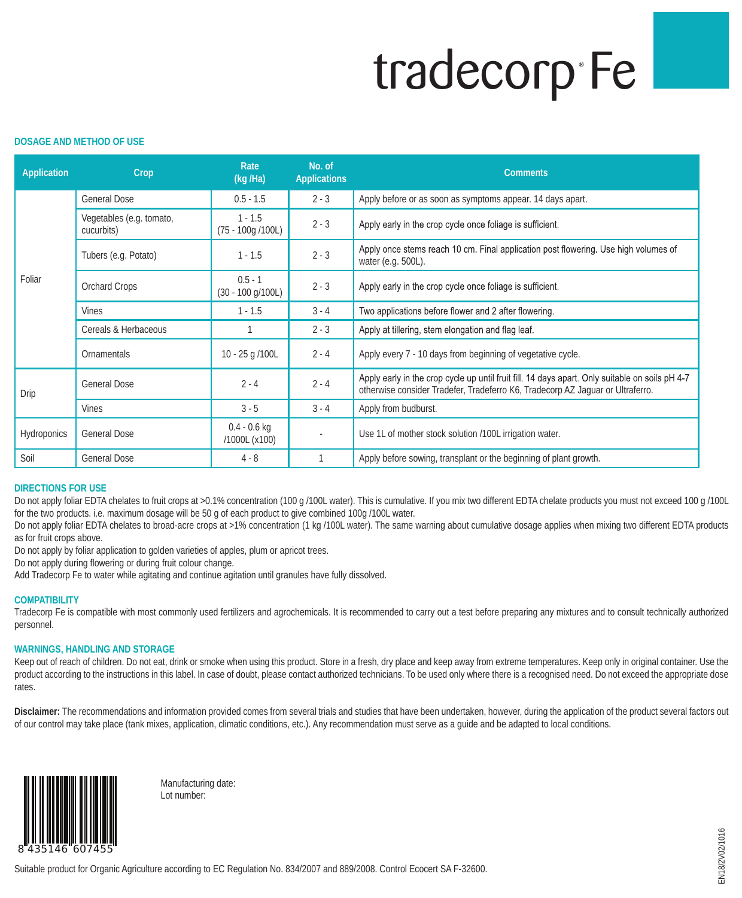# tradecorp® Fe

## DOSAGE AND METHOD OF USE

| Application | Crop | Rate (kg /Ha) | No. of Applications | Comments |
|---|---|---|---|---|
| Foliar | General Dose | 0.5 - 1.5 | 2 - 3 | Apply before or as soon as symptoms appear. 14 days apart. |
| | Vegetables (e.g. tomato, cucurbits) | 1 - 1.5 (75 - 100g /100L) | 2 - 3 | Apply early in the crop cycle once foliage is sufficient. |
| | Tubers (e.g. Potato) | 1 - 1.5 | 2 - 3 | Apply once stems reach 10 cm. Final application post flowering. Use high volumes of water (e.g. 500L). |
| | Orchard Crops | 0.5 - 1 (30 - 100 g/100L) | 2 - 3 | Apply early in the crop cycle once foliage is sufficient. |
| | Vines | 1 - 1.5 | 3 - 4 | Two applications before flower and 2 after flowering. |
| | Cereals & Herbaceous | 1 | 2 - 3 | Apply at tillering, stem elongation and flag leaf. |
| | Ornamentals | 10 - 25 g /100L | 2 - 4 | Apply every 7 - 10 days from beginning of vegetative cycle. |
| Drip | General Dose | 2 - 4 | 2 - 4 | Apply early in the crop cycle up until fruit fill. 14 days apart. Only suitable on soils pH 4-7 otherwise consider Tradefer, Tradeferro K6, Tradecorp AZ Jaguar or Ultraferro. |
| | Vines | 3 - 5 | 3 - 4 | Apply from budburst. |
| Hydroponics | General Dose | 0.4 - 0.6 kg /1000L (x100) | - | Use 1L of mother stock solution /100L irrigation water. |
| Soil | General Dose | 4 - 8 | 1 | Apply before sowing, transplant or the beginning of plant growth. |

## DIRECTIONS FOR USE

Do not apply foliar EDTA chelates to fruit crops at >0.1% concentration (100 g /100L water). This is cumulative. If you mix two different EDTA chelate products you must not exceed 100 g /100L for the two products. i.e. maximum dosage will be 50 g of each product to give combined 100g /100L water.

Do not apply foliar EDTA chelates to broad-acre crops at >1% concentration (1 kg /100L water). The same warning about cumulative dosage applies when mixing two different EDTA products as for fruit crops above.

Do not apply by foliar application to golden varieties of apples, plum or apricot trees.

Do not apply during flowering or during fruit colour change.

Add Tradecorp Fe to water while agitating and continue agitation until granules have fully dissolved.

## COMPATIBILITY

Tradecorp Fe is compatible with most commonly used fertilizers and agrochemicals. It is recommended to carry out a test before preparing any mixtures and to consult technically authorized personnel.

## WARNINGS, HANDLING AND STORAGE

Keep out of reach of children. Do not eat, drink or smoke when using this product. Store in a fresh, dry place and keep away from extreme temperatures. Keep only in original container. Use the product according to the instructions in this label. In case of doubt, please contact authorized technicians. To be used only where there is a recognised need. Do not exceed the appropriate dose rates.

**Disclaimer:** The recommendations and information provided comes from several trials and studies that have been undertaken, however, during the application of the product several factors out of our control may take place (tank mixes, application, climatic conditions, etc.). Any recommendation must serve as a guide and be adapted to local conditions.

8 435146 607455

Manufacturing date:
Lot number:

Suitable product for Organic Agriculture according to EC Regulation No. 834/2007 and 889/2008. Control Ecocert SA F-32600.

EN18/2V02/1016